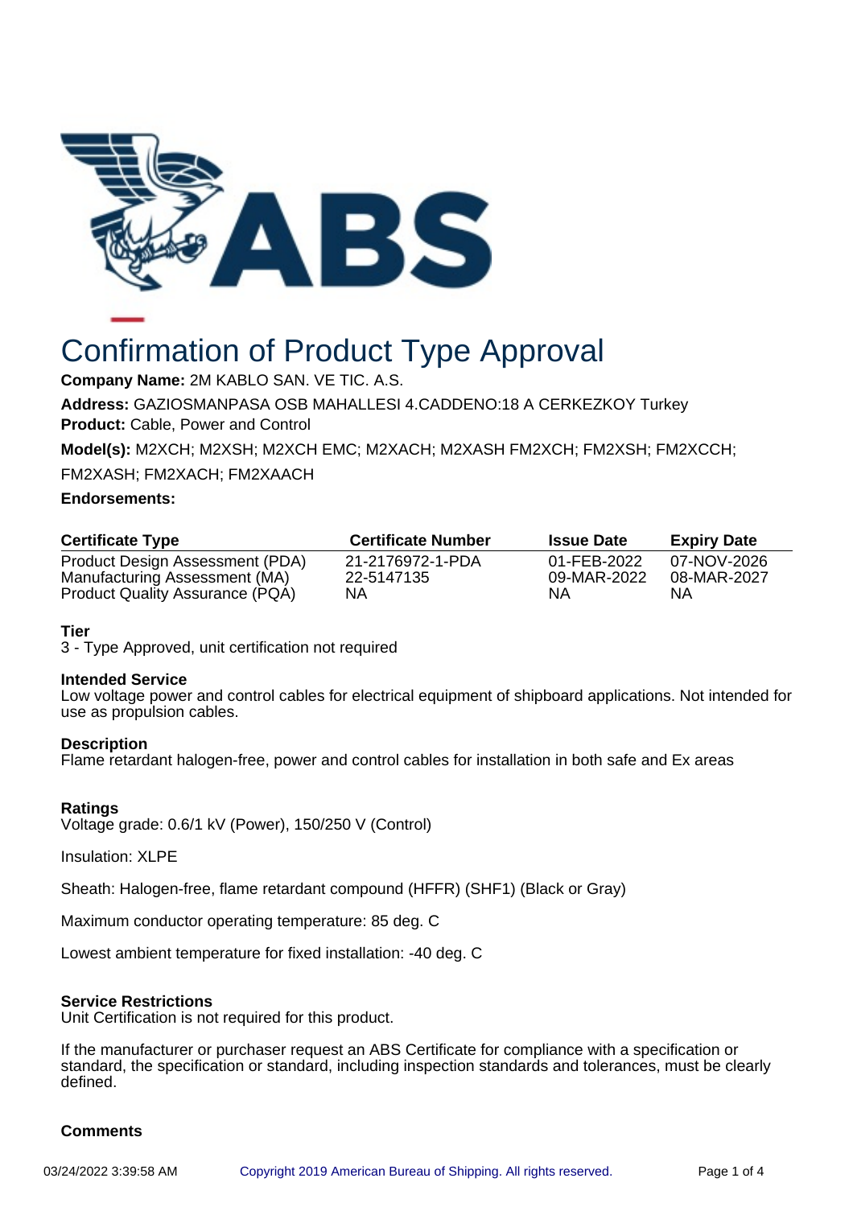# Confirmation of Product Type Approval

**Company Name:** 2M KABLO SAN. VE TIC. A.S.

**Address:** GAZIOSMANPASA OSB MAHALLESI 4.CADDENO:18 A CERKEZKOY Turkey

**Product:** Cable, Power and Control

**Model(s):** M2XCH; M2XSH; M2XCH EMC; M2XACH; M2XASH FM2XCH; FM2XSH; FM2XCCH; FM2XASH; FM2XACH; FM2XAACH

**Endorsements:**

| Certificate Type | Certificate Number | Issue Date | Expiry Date |
|---|---|---|---|
| Product Design Assessment (PDA) | 21-2176972-1-PDA | 01-FEB-2022 | 07-NOV-2026 |
| Manufacturing Assessment (MA) | 22-5147135 | 09-MAR-2022 | 08-MAR-2027 |
| Product Quality Assurance (PQA) | NA | NA | NA |

**Tier**

3 - Type Approved, unit certification not required

**Intended Service**

Low voltage power and control cables for electrical equipment of shipboard applications. Not intended for use as propulsion cables.

**Description**

Flame retardant halogen-free, power and control cables for installation in both safe and Ex areas

**Ratings**

Voltage grade: 0.6/1 kV (Power), 150/250 V (Control)

Insulation: XLPE

Sheath: Halogen-free, flame retardant compound (HFFR) (SHF1) (Black or Gray)

Maximum conductor operating temperature: 85 deg. C

Lowest ambient temperature for fixed installation: -40 deg. C

**Service Restrictions**

Unit Certification is not required for this product.

If the manufacturer or purchaser request an ABS Certificate for compliance with a specification or standard, the specification or standard, including inspection standards and tolerances, must be clearly defined.

**Comments**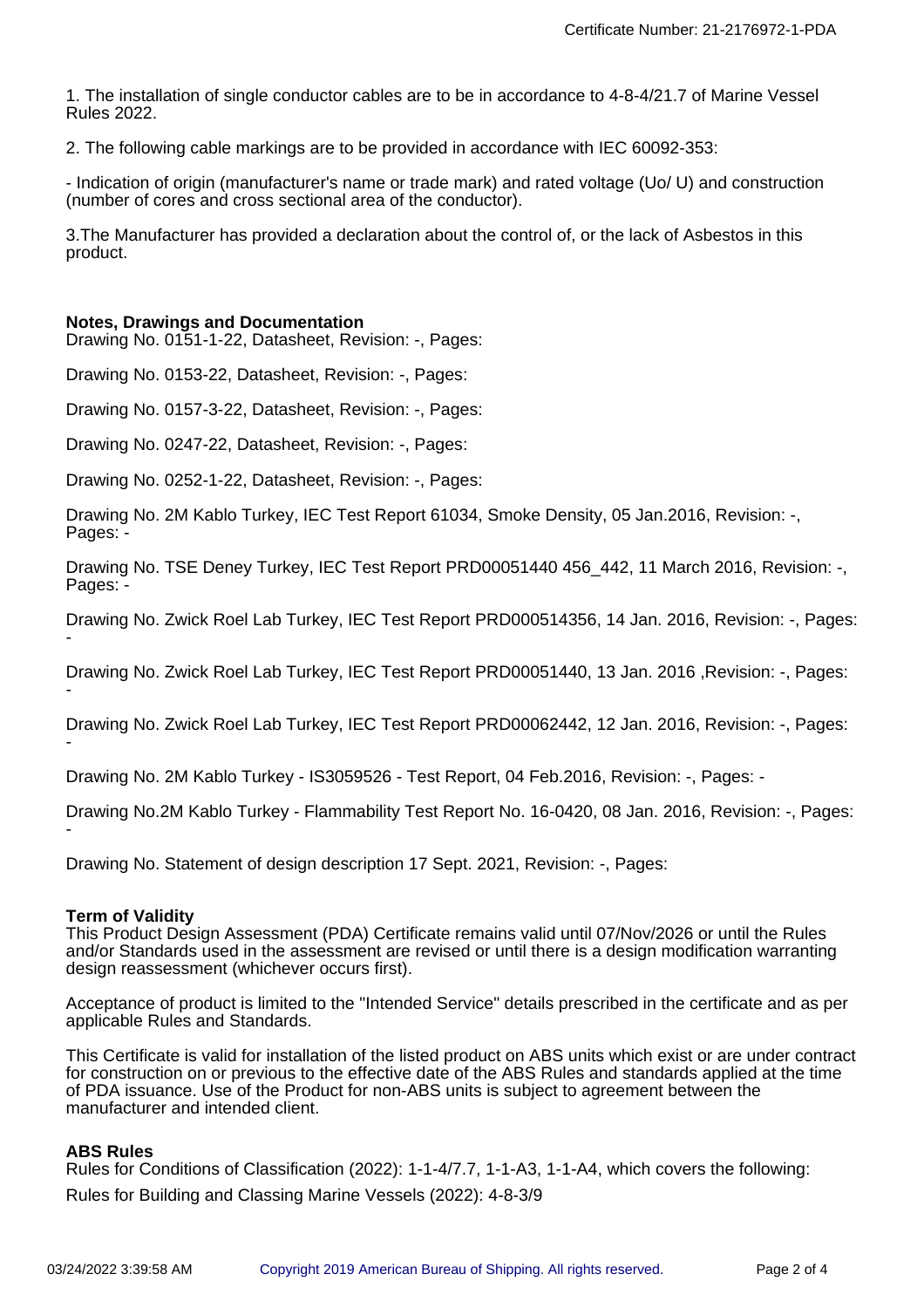1. The installation of single conductor cables are to be in accordance to 4-8-4/21.7 of Marine Vessel Rules 2022.

2. The following cable markings are to be provided in accordance with IEC 60092-353:

- Indication of origin (manufacturer's name or trade mark) and rated voltage (Uo/ U) and construction (number of cores and cross sectional area of the conductor).

3.The Manufacturer has provided a declaration about the control of, or the lack of Asbestos in this product.

**Notes, Drawings and Documentation**

Drawing No. 0151-1-22, Datasheet, Revision: -, Pages:

Drawing No. 0153-22, Datasheet, Revision: -, Pages:

Drawing No. 0157-3-22, Datasheet, Revision: -, Pages:

Drawing No. 0247-22, Datasheet, Revision: -, Pages:

Drawing No. 0252-1-22, Datasheet, Revision: -, Pages:

Drawing No. 2M Kablo Turkey, IEC Test Report 61034, Smoke Density, 05 Jan.2016, Revision: -, Pages: -

Drawing No. TSE Deney Turkey, IEC Test Report PRD00051440 456_442, 11 March 2016, Revision: -, Pages: -

Drawing No. Zwick Roel Lab Turkey, IEC Test Report PRD000514356, 14 Jan. 2016, Revision: -, Pages: -

Drawing No. Zwick Roel Lab Turkey, IEC Test Report PRD00051440, 13 Jan. 2016 ,Revision: -, Pages: -

Drawing No. Zwick Roel Lab Turkey, IEC Test Report PRD00062442, 12 Jan. 2016, Revision: -, Pages: -

Drawing No. 2M Kablo Turkey - IS3059526 - Test Report, 04 Feb.2016, Revision: -, Pages: -

Drawing No.2M Kablo Turkey - Flammability Test Report No. 16-0420, 08 Jan. 2016, Revision: -, Pages: -

Drawing No. Statement of design description 17 Sept. 2021, Revision: -, Pages:

**Term of Validity**

This Product Design Assessment (PDA) Certificate remains valid until 07/Nov/2026 or until the Rules and/or Standards used in the assessment are revised or until there is a design modification warranting design reassessment (whichever occurs first).

Acceptance of product is limited to the "Intended Service" details prescribed in the certificate and as per applicable Rules and Standards.

This Certificate is valid for installation of the listed product on ABS units which exist or are under contract for construction on or previous to the effective date of the ABS Rules and standards applied at the time of PDA issuance. Use of the Product for non-ABS units is subject to agreement between the manufacturer and intended client.

**ABS Rules**

Rules for Conditions of Classification (2022): 1-1-4/7.7, 1-1-A3, 1-1-A4, which covers the following:

Rules for Building and Classing Marine Vessels (2022): 4-8-3/9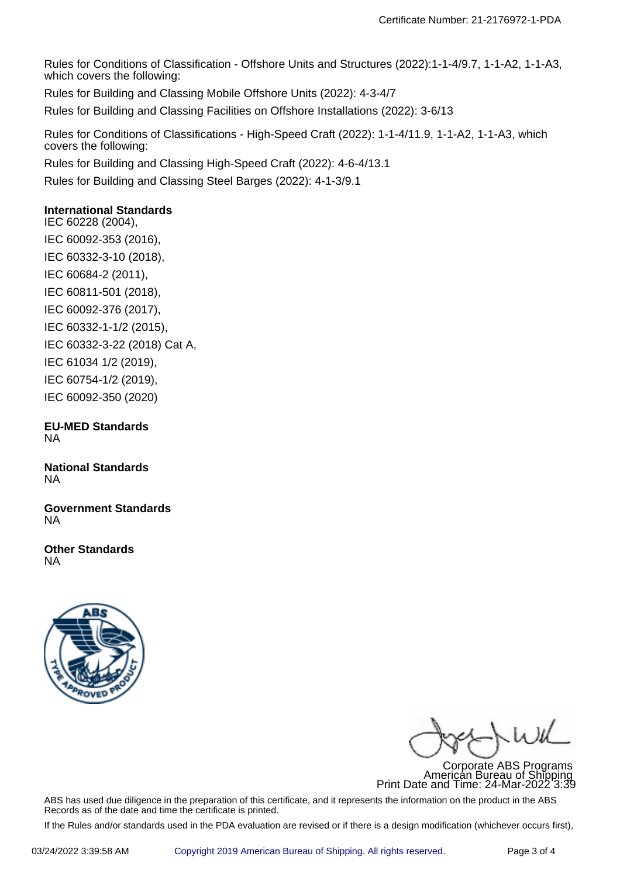Rules for Conditions of Classification - Offshore Units and Structures (2022):1-1-4/9.7, 1-1-A2, 1-1-A3, which covers the following:

Rules for Building and Classing Mobile Offshore Units (2022): 4-3-4/7

Rules for Building and Classing Facilities on Offshore Installations (2022): 3-6/13

Rules for Conditions of Classifications - High-Speed Craft (2022): 1-1-4/11.9, 1-1-A2, 1-1-A3, which covers the following:

Rules for Building and Classing High-Speed Craft (2022): 4-6-4/13.1

Rules for Building and Classing Steel Barges (2022): 4-1-3/9.1

**International Standards**

IEC 60228 (2004),

IEC 60092-353 (2016),

IEC 60332-3-10 (2018),

IEC 60684-2 (2011),

IEC 60811-501 (2018),

IEC 60092-376 (2017),

IEC 60332-1-1/2 (2015),

IEC 60332-3-22 (2018) Cat A,

IEC 61034 1/2 (2019),

IEC 60754-1/2 (2019),

IEC 60092-350 (2020)

**EU-MED Standards**

NA

**National Standards**

NA

**Government Standards**

NA

**Other Standards**

NA

Corporate ABS Programs
American Bureau of Shipping
Print Date and Time: 24-Mar-2022 3:39

ABS has used due diligence in the preparation of this certificate, and it represents the information on the product in the ABS Records as of the date and time the certificate is printed.

If the Rules and/or standards used in the PDA evaluation are revised or if there is a design modification (whichever occurs first),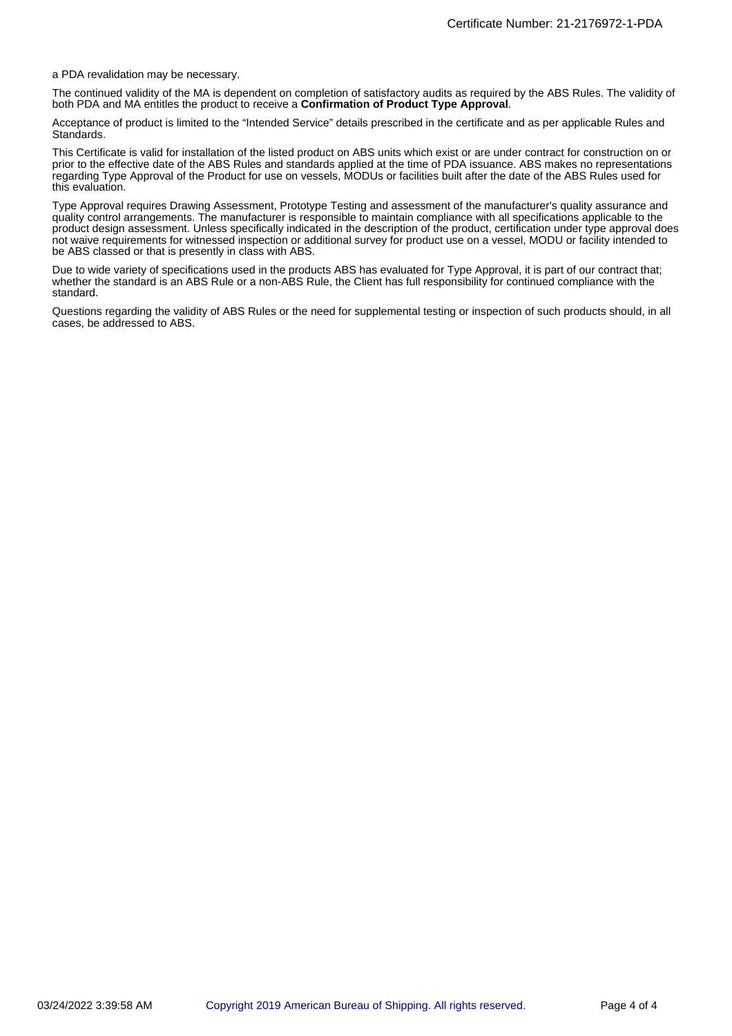a PDA revalidation may be necessary.

The continued validity of the MA is dependent on completion of satisfactory audits as required by the ABS Rules. The validity of both PDA and MA entitles the product to receive a **Confirmation of Product Type Approval**.

Acceptance of product is limited to the "Intended Service" details prescribed in the certificate and as per applicable Rules and Standards.

This Certificate is valid for installation of the listed product on ABS units which exist or are under contract for construction on or prior to the effective date of the ABS Rules and standards applied at the time of PDA issuance. ABS makes no representations regarding Type Approval of the Product for use on vessels, MODUs or facilities built after the date of the ABS Rules used for this evaluation.

Type Approval requires Drawing Assessment, Prototype Testing and assessment of the manufacturer's quality assurance and quality control arrangements. The manufacturer is responsible to maintain compliance with all specifications applicable to the product design assessment. Unless specifically indicated in the description of the product, certification under type approval does not waive requirements for witnessed inspection or additional survey for product use on a vessel, MODU or facility intended to be ABS classed or that is presently in class with ABS.

Due to wide variety of specifications used in the products ABS has evaluated for Type Approval, it is part of our contract that; whether the standard is an ABS Rule or a non-ABS Rule, the Client has full responsibility for continued compliance with the standard.

Questions regarding the validity of ABS Rules or the need for supplemental testing or inspection of such products should, in all cases, be addressed to ABS.